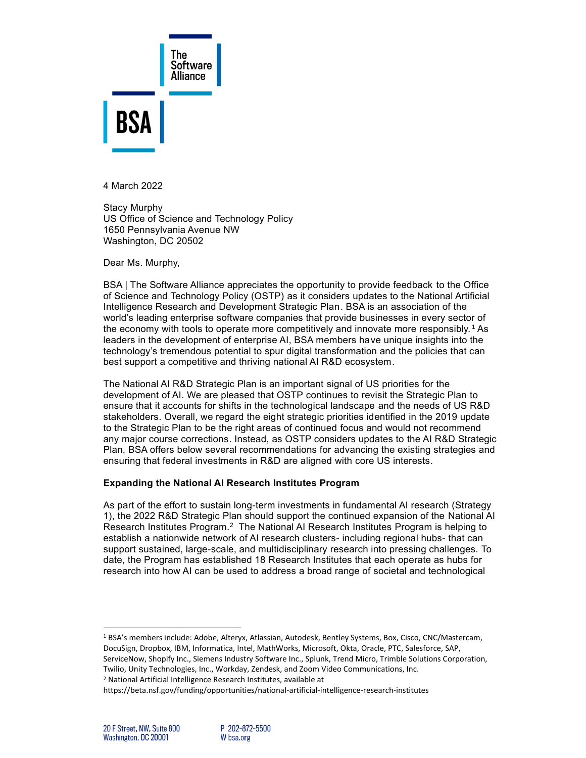4 March 2022

Stacy Murphy
US Office of Science and Technology Policy
1650 Pennsylvania Avenue NW
Washington, DC 20502

Dear Ms. Murphy,

BSA | The Software Alliance appreciates the opportunity to provide feedback to the Office of Science and Technology Policy (OSTP) as it considers updates to the National Artificial Intelligence Research and Development Strategic Plan. BSA is an association of the world's leading enterprise software companies that provide businesses in every sector of the economy with tools to operate more competitively and innovate more responsibly.[1] As leaders in the development of enterprise AI, BSA members have unique insights into the technology's tremendous potential to spur digital transformation and the policies that can best support a competitive and thriving national AI R&D ecosystem.

The National AI R&D Strategic Plan is an important signal of US priorities for the development of AI. We are pleased that OSTP continues to revisit the Strategic Plan to ensure that it accounts for shifts in the technological landscape and the needs of US R&D stakeholders. Overall, we regard the eight strategic priorities identified in the 2019 update to the Strategic Plan to be the right areas of continued focus and would not recommend any major course corrections. Instead, as OSTP considers updates to the AI R&D Strategic Plan, BSA offers below several recommendations for advancing the existing strategies and ensuring that federal investments in R&D are aligned with core US interests.

**Expanding the National AI Research Institutes Program**

As part of the effort to sustain long-term investments in fundamental AI research (Strategy 1), the 2022 R&D Strategic Plan should support the continued expansion of the National AI Research Institutes Program.[2] The National AI Research Institutes Program is helping to establish a nationwide network of AI research clusters- including regional hubs- that can support sustained, large-scale, and multidisciplinary research into pressing challenges. To date, the Program has established 18 Research Institutes that each operate as hubs for research into how AI can be used to address a broad range of societal and technological

---

[1] BSA's members include: Adobe, Alteryx, Atlassian, Autodesk, Bentley Systems, Box, Cisco, CNC/Mastercam, DocuSign, Dropbox, IBM, Informatica, Intel, MathWorks, Microsoft, Okta, Oracle, PTC, Salesforce, SAP, ServiceNow, Shopify Inc., Siemens Industry Software Inc., Splunk, Trend Micro, Trimble Solutions Corporation, Twilio, Unity Technologies, Inc., Workday, Zendesk, and Zoom Video Communications, Inc.

[2] National Artificial Intelligence Research Institutes, available at https://beta.nsf.gov/funding/opportunities/national-artificial-intelligence-research-institutes

20 F Street, NW, Suite 800
Washington, DC 20001

P 202-872-5500
W bsa.org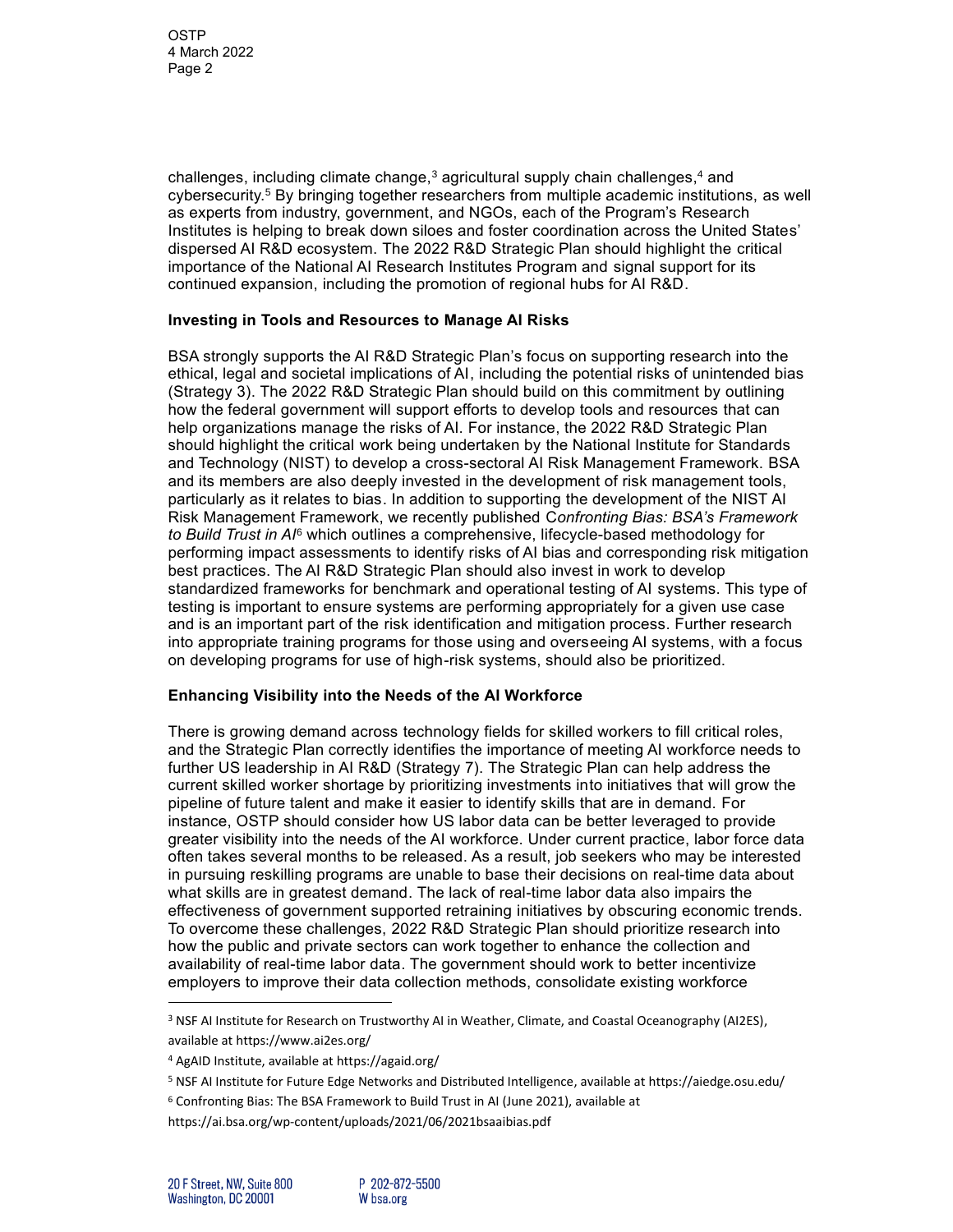challenges, including climate change,[3] agricultural supply chain challenges,[4] and cybersecurity.[5] By bringing together researchers from multiple academic institutions, as well as experts from industry, government, and NGOs, each of the Program's Research Institutes is helping to break down siloes and foster coordination across the United States' dispersed AI R&D ecosystem. The 2022 R&D Strategic Plan should highlight the critical importance of the National AI Research Institutes Program and signal support for its continued expansion, including the promotion of regional hubs for AI R&D.

### Investing in Tools and Resources to Manage AI Risks

BSA strongly supports the AI R&D Strategic Plan's focus on supporting research into the ethical, legal and societal implications of AI, including the potential risks of unintended bias (Strategy 3). The 2022 R&D Strategic Plan should build on this commitment by outlining how the federal government will support efforts to develop tools and resources that can help organizations manage the risks of AI. For instance, the 2022 R&D Strategic Plan should highlight the critical work being undertaken by the National Institute for Standards and Technology (NIST) to develop a cross-sectoral AI Risk Management Framework. BSA and its members are also deeply invested in the development of risk management tools, particularly as it relates to bias. In addition to supporting the development of the NIST AI Risk Management Framework, we recently published *Confronting Bias: BSA's Framework to Build Trust in AI*[6] which outlines a comprehensive, lifecycle-based methodology for performing impact assessments to identify risks of AI bias and corresponding risk mitigation best practices. The AI R&D Strategic Plan should also invest in work to develop standardized frameworks for benchmark and operational testing of AI systems. This type of testing is important to ensure systems are performing appropriately for a given use case and is an important part of the risk identification and mitigation process. Further research into appropriate training programs for those using and overseeing AI systems, with a focus on developing programs for use of high-risk systems, should also be prioritized.

### Enhancing Visibility into the Needs of the AI Workforce

There is growing demand across technology fields for skilled workers to fill critical roles, and the Strategic Plan correctly identifies the importance of meeting AI workforce needs to further US leadership in AI R&D (Strategy 7). The Strategic Plan can help address the current skilled worker shortage by prioritizing investments into initiatives that will grow the pipeline of future talent and make it easier to identify skills that are in demand. For instance, OSTP should consider how US labor data can be better leveraged to provide greater visibility into the needs of the AI workforce. Under current practice, labor force data often takes several months to be released. As a result, job seekers who may be interested in pursuing reskilling programs are unable to base their decisions on real-time data about what skills are in greatest demand. The lack of real-time labor data also impairs the effectiveness of government supported retraining initiatives by obscuring economic trends. To overcome these challenges, 2022 R&D Strategic Plan should prioritize research into how the public and private sectors can work together to enhance the collection and availability of real-time labor data. The government should work to better incentivize employers to improve their data collection methods, consolidate existing workforce

---

[3] NSF AI Institute for Research on Trustworthy AI in Weather, Climate, and Coastal Oceanography (AI2ES), available at https://www.ai2es.org/

[4] AgAID Institute, available at https://agaid.org/

[5] NSF AI Institute for Future Edge Networks and Distributed Intelligence, available at https://aiedge.osu.edu/

[6] Confronting Bias: The BSA Framework to Build Trust in AI (June 2021), available at https://ai.bsa.org/wp-content/uploads/2021/06/2021bsaaibias.pdf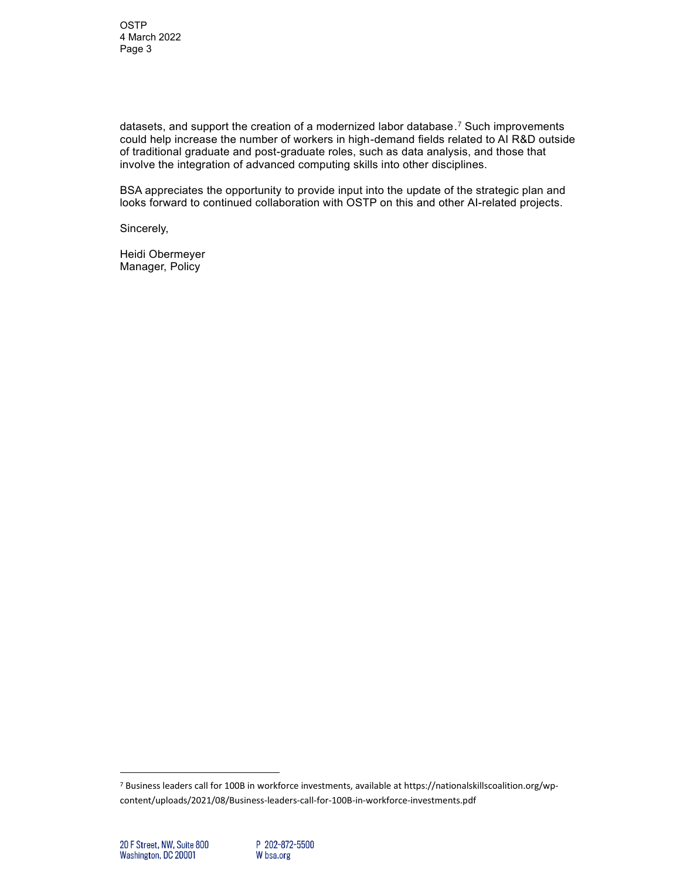datasets, and support the creation of a modernized labor database.[7] Such improvements could help increase the number of workers in high-demand fields related to AI R&D outside of traditional graduate and post-graduate roles, such as data analysis, and those that involve the integration of advanced computing skills into other disciplines.

BSA appreciates the opportunity to provide input into the update of the strategic plan and looks forward to continued collaboration with OSTP on this and other AI-related projects.

Sincerely,

Heidi Obermeyer
Manager, Policy

[7] Business leaders call for 100B in workforce investments, available at https://nationalskillscoalition.org/wp-content/uploads/2021/08/Business-leaders-call-for-100B-in-workforce-investments.pdf